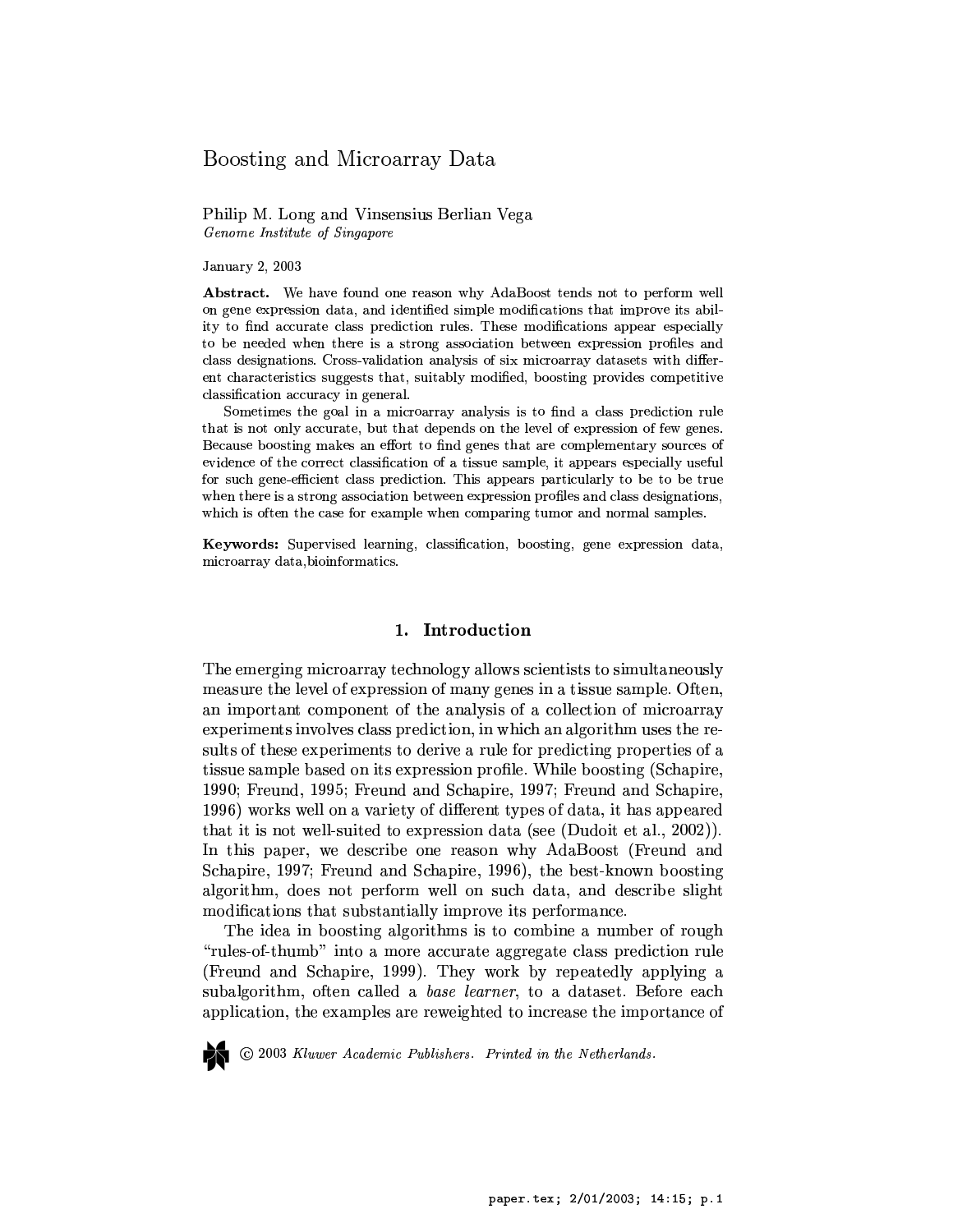# Boosting and Microarray Data

Philip M. Long and Vinsensius Berlian Vega
*Genome Institute of Singapore*

January 2, 2003

**Abstract.** We have found one reason why AdaBoost tends not to perform well on gene expression data, and identified simple modifications that improve its ability to find accurate class prediction rules. These modifications appear especially to be needed when there is a strong association between expression profiles and class designations. Cross-validation analysis of six microarray datasets with different characteristics suggests that, suitably modified, boosting provides competitive classification accuracy in general.

Sometimes the goal in a microarray analysis is to find a class prediction rule that is not only accurate, but that depends on the level of expression of few genes. Because boosting makes an effort to find genes that are complementary sources of evidence of the correct classification of a tissue sample, it appears especially useful for such gene-efficient class prediction. This appears particularly to be to be true when there is a strong association between expression profiles and class designations, which is often the case for example when comparing tumor and normal samples.

**Keywords:** Supervised learning, classification, boosting, gene expression data, microarray data,bioinformatics.

## 1. Introduction

The emerging microarray technology allows scientists to simultaneously measure the level of expression of many genes in a tissue sample. Often, an important component of the analysis of a collection of microarray experiments involves class prediction, in which an algorithm uses the results of these experiments to derive a rule for predicting properties of a tissue sample based on its expression profile. While boosting (Schapire, 1990; Freund, 1995; Freund and Schapire, 1997; Freund and Schapire, 1996) works well on a variety of different types of data, it has appeared that it is not well-suited to expression data (see (Dudoit et al., 2002)). In this paper, we describe one reason why AdaBoost (Freund and Schapire, 1997; Freund and Schapire, 1996), the best-known boosting algorithm, does not perform well on such data, and describe slight modifications that substantially improve its performance.

The idea in boosting algorithms is to combine a number of rough "rules-of-thumb" into a more accurate aggregate class prediction rule (Freund and Schapire, 1999). They work by repeatedly applying a subalgorithm, often called a *base learner*, to a dataset. Before each application, the examples are reweighted to increase the importance of

© 2003 *Kluwer Academic Publishers. Printed in the Netherlands.*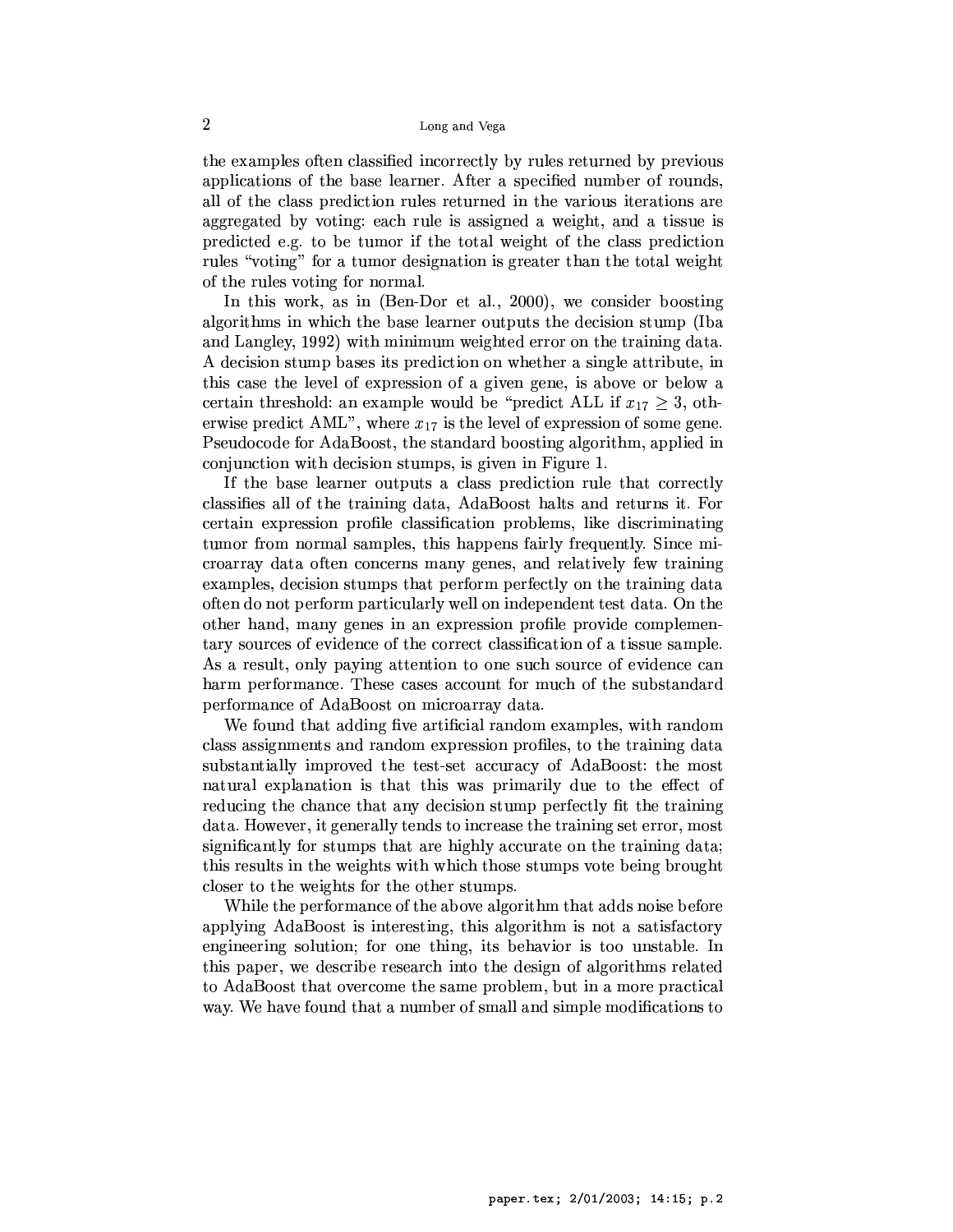the examples often classified incorrectly by rules returned by previous applications of the base learner. After a specified number of rounds, all of the class prediction rules returned in the various iterations are aggregated by voting: each rule is assigned a weight, and a tissue is predicted e.g. to be tumor if the total weight of the class prediction rules "voting" for a tumor designation is greater than the total weight of the rules voting for normal.

In this work, as in (Ben-Dor et al., 2000), we consider boosting algorithms in which the base learner outputs the decision stump (Iba and Langley, 1992) with minimum weighted error on the training data. A decision stump bases its prediction on whether a single attribute, in this case the level of expression of a given gene, is above or below a certain threshold: an example would be "predict ALL if $x_{17} \geq 3$, otherwise predict AML", where $x_{17}$ is the level of expression of some gene. Pseudocode for AdaBoost, the standard boosting algorithm, applied in conjunction with decision stumps, is given in Figure 1.

If the base learner outputs a class prediction rule that correctly classifies all of the training data, AdaBoost halts and returns it. For certain expression profile classification problems, like discriminating tumor from normal samples, this happens fairly frequently. Since microarray data often concerns many genes, and relatively few training examples, decision stumps that perform perfectly on the training data often do not perform particularly well on independent test data. On the other hand, many genes in an expression profile provide complementary sources of evidence of the correct classification of a tissue sample. As a result, only paying attention to one such source of evidence can harm performance. These cases account for much of the substandard performance of AdaBoost on microarray data.

We found that adding five artificial random examples, with random class assignments and random expression profiles, to the training data substantially improved the test-set accuracy of AdaBoost: the most natural explanation is that this was primarily due to the effect of reducing the chance that any decision stump perfectly fit the training data. However, it generally tends to increase the training set error, most significantly for stumps that are highly accurate on the training data; this results in the weights with which those stumps vote being brought closer to the weights for the other stumps.

While the performance of the above algorithm that adds noise before applying AdaBoost is interesting, this algorithm is not a satisfactory engineering solution; for one thing, its behavior is too unstable. In this paper, we describe research into the design of algorithms related to AdaBoost that overcome the same problem, but in a more practical way. We have found that a number of small and simple modifications to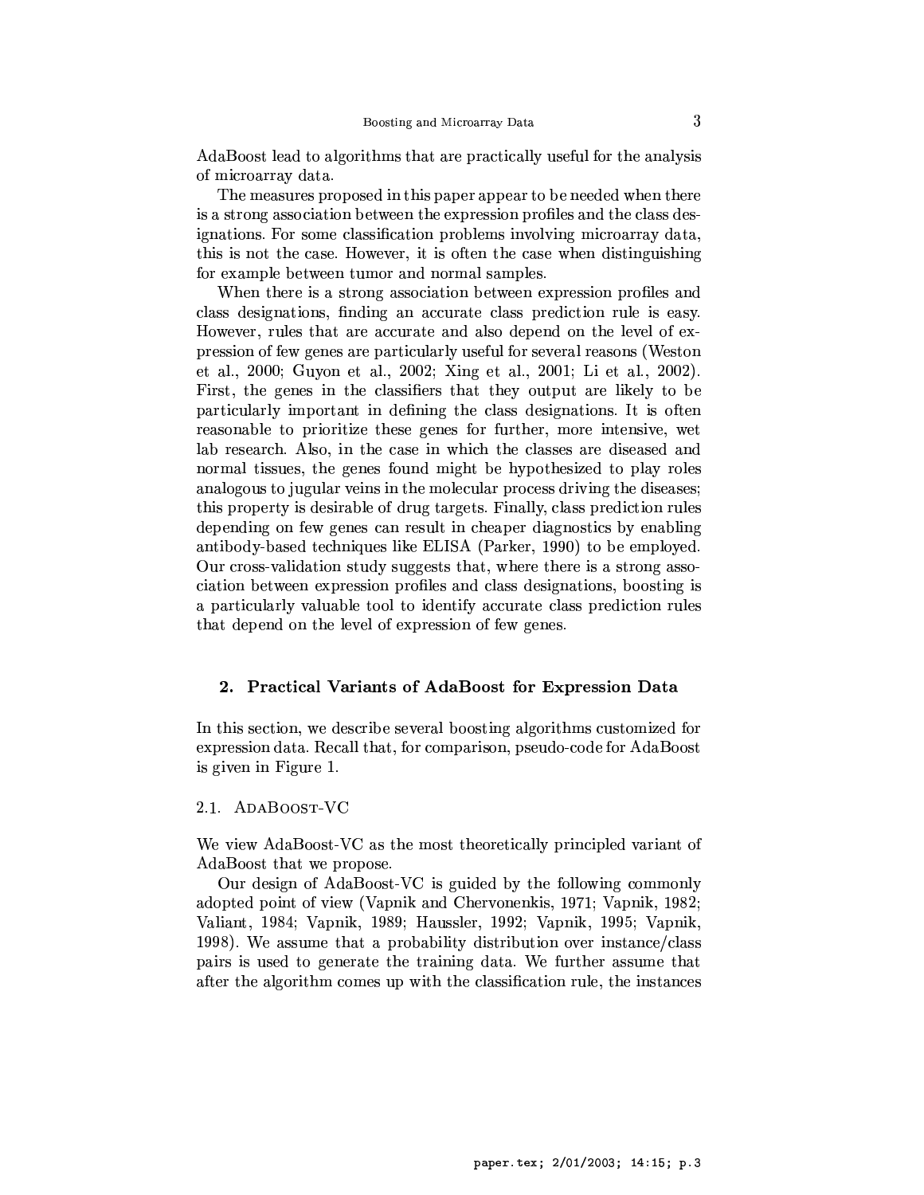AdaBoost lead to algorithms that are practically useful for the analysis of microarray data.

The measures proposed in this paper appear to be needed when there is a strong association between the expression profiles and the class designations. For some classification problems involving microarray data, this is not the case. However, it is often the case when distinguishing for example between tumor and normal samples.

When there is a strong association between expression profiles and class designations, finding an accurate class prediction rule is easy. However, rules that are accurate and also depend on the level of expression of few genes are particularly useful for several reasons (Weston et al., 2000; Guyon et al., 2002; Xing et al., 2001; Li et al., 2002). First, the genes in the classifiers that they output are likely to be particularly important in defining the class designations. It is often reasonable to prioritize these genes for further, more intensive, wet lab research. Also, in the case in which the classes are diseased and normal tissues, the genes found might be hypothesized to play roles analogous to jugular veins in the molecular process driving the diseases; this property is desirable of drug targets. Finally, class prediction rules depending on few genes can result in cheaper diagnostics by enabling antibody-based techniques like ELISA (Parker, 1990) to be employed. Our cross-validation study suggests that, where there is a strong association between expression profiles and class designations, boosting is a particularly valuable tool to identify accurate class prediction rules that depend on the level of expression of few genes.

## 2. Practical Variants of AdaBoost for Expression Data

In this section, we describe several boosting algorithms customized for expression data. Recall that, for comparison, pseudo-code for AdaBoost is given in Figure 1.

### 2.1. AdaBoost-VC

We view AdaBoost-VC as the most theoretically principled variant of AdaBoost that we propose.

Our design of AdaBoost-VC is guided by the following commonly adopted point of view (Vapnik and Chervonenkis, 1971; Vapnik, 1982; Valiant, 1984; Vapnik, 1989; Haussler, 1992; Vapnik, 1995; Vapnik, 1998). We assume that a probability distribution over instance/class pairs is used to generate the training data. We further assume that after the algorithm comes up with the classification rule, the instances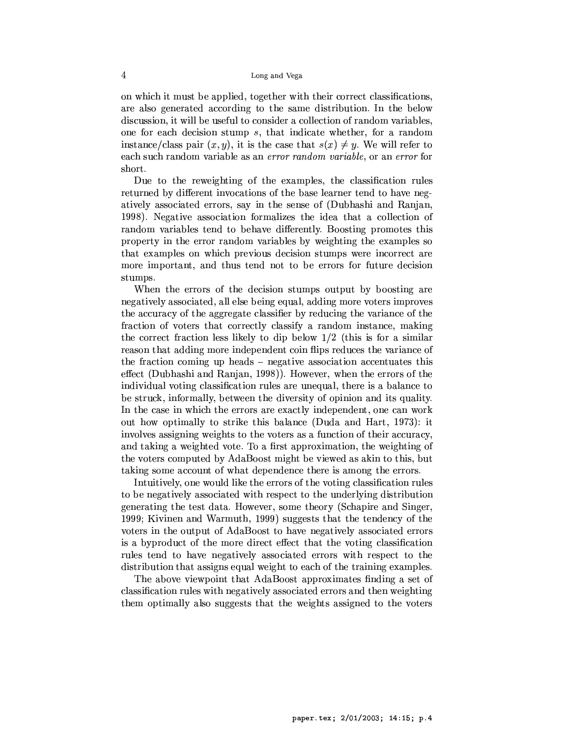on which it must be applied, together with their correct classifications, are also generated according to the same distribution. In the below discussion, it will be useful to consider a collection of random variables, one for each decision stump $s$, that indicate whether, for a random instance/class pair $(x, y)$, it is the case that $s(x) \neq y$. We will refer to each such random variable as an *error random variable*, or an *error* for short.

Due to the reweighting of the examples, the classification rules returned by different invocations of the base learner tend to have negatively associated errors, say in the sense of (Dubhashi and Ranjan, 1998). Negative association formalizes the idea that a collection of random variables tend to behave differently. Boosting promotes this property in the error random variables by weighting the examples so that examples on which previous decision stumps were incorrect are more important, and thus tend not to be errors for future decision stumps.

When the errors of the decision stumps output by boosting are negatively associated, all else being equal, adding more voters improves the accuracy of the aggregate classifier by reducing the variance of the fraction of voters that correctly classify a random instance, making the correct fraction less likely to dip below $1/2$ (this is for a similar reason that adding more independent coin flips reduces the variance of the fraction coming up heads – negative association accentuates this effect (Dubhashi and Ranjan, 1998)). However, when the errors of the individual voting classification rules are unequal, there is a balance to be struck, informally, between the diversity of opinion and its quality. In the case in which the errors are exactly independent, one can work out how optimally to strike this balance (Duda and Hart, 1973): it involves assigning weights to the voters as a function of their accuracy, and taking a weighted vote. To a first approximation, the weighting of the voters computed by AdaBoost might be viewed as akin to this, but taking some account of what dependence there is among the errors.

Intuitively, one would like the errors of the voting classification rules to be negatively associated with respect to the underlying distribution generating the test data. However, some theory (Schapire and Singer, 1999; Kivinen and Warmuth, 1999) suggests that the tendency of the voters in the output of AdaBoost to have negatively associated errors is a byproduct of the more direct effect that the voting classification rules tend to have negatively associated errors with respect to the distribution that assigns equal weight to each of the training examples.

The above viewpoint that AdaBoost approximates finding a set of classification rules with negatively associated errors and then weighting them optimally also suggests that the weights assigned to the voters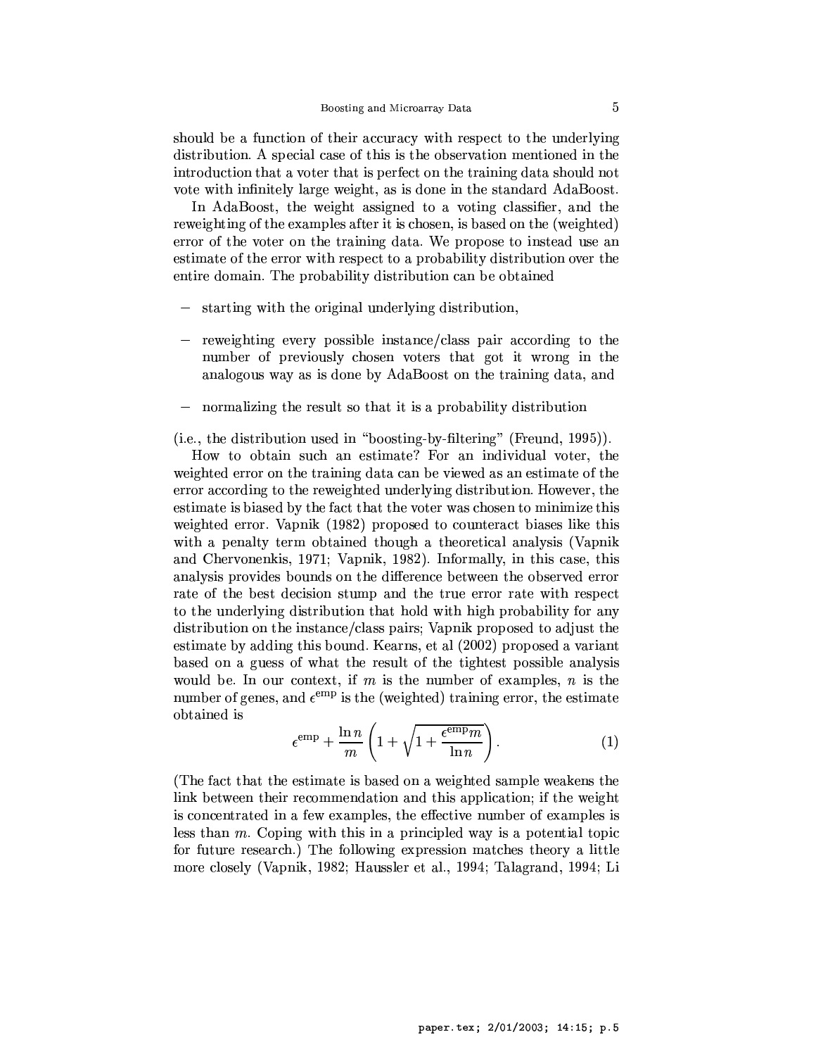should be a function of their accuracy with respect to the underlying distribution. A special case of this is the observation mentioned in the introduction that a voter that is perfect on the training data should not vote with infinitely large weight, as is done in the standard AdaBoost.

In AdaBoost, the weight assigned to a voting classifier, and the reweighting of the examples after it is chosen, is based on the (weighted) error of the voter on the training data. We propose to instead use an estimate of the error with respect to a probability distribution over the entire domain. The probability distribution can be obtained

- starting with the original underlying distribution,
- reweighting every possible instance/class pair according to the number of previously chosen voters that got it wrong in the analogous way as is done by AdaBoost on the training data, and
- normalizing the result so that it is a probability distribution

(i.e., the distribution used in "boosting-by-filtering" (Freund, 1995)).

How to obtain such an estimate? For an individual voter, the weighted error on the training data can be viewed as an estimate of the error according to the reweighted underlying distribution. However, the estimate is biased by the fact that the voter was chosen to minimize this weighted error. Vapnik (1982) proposed to counteract biases like this with a penalty term obtained though a theoretical analysis (Vapnik and Chervonenkis, 1971; Vapnik, 1982). Informally, in this case, this analysis provides bounds on the difference between the observed error rate of the best decision stump and the true error rate with respect to the underlying distribution that hold with high probability for any distribution on the instance/class pairs; Vapnik proposed to adjust the estimate by adding this bound. Kearns, et al (2002) proposed a variant based on a guess of what the result of the tightest possible analysis would be. In our context, if $m$ is the number of examples, $n$ is the number of genes, and $\epsilon^{\mathrm{emp}}$ is the (weighted) training error, the estimate obtained is

$$\epsilon^{\mathrm{emp}} + \frac{\ln n}{m}\left(1 + \sqrt{1 + \frac{\epsilon^{\mathrm{emp}} m}{\ln n}}\right). \tag{1}$$

(The fact that the estimate is based on a weighted sample weakens the link between their recommendation and this application; if the weight is concentrated in a few examples, the effective number of examples is less than $m$. Coping with this in a principled way is a potential topic for future research.) The following expression matches theory a little more closely (Vapnik, 1982; Haussler et al., 1994; Talagrand, 1994; Li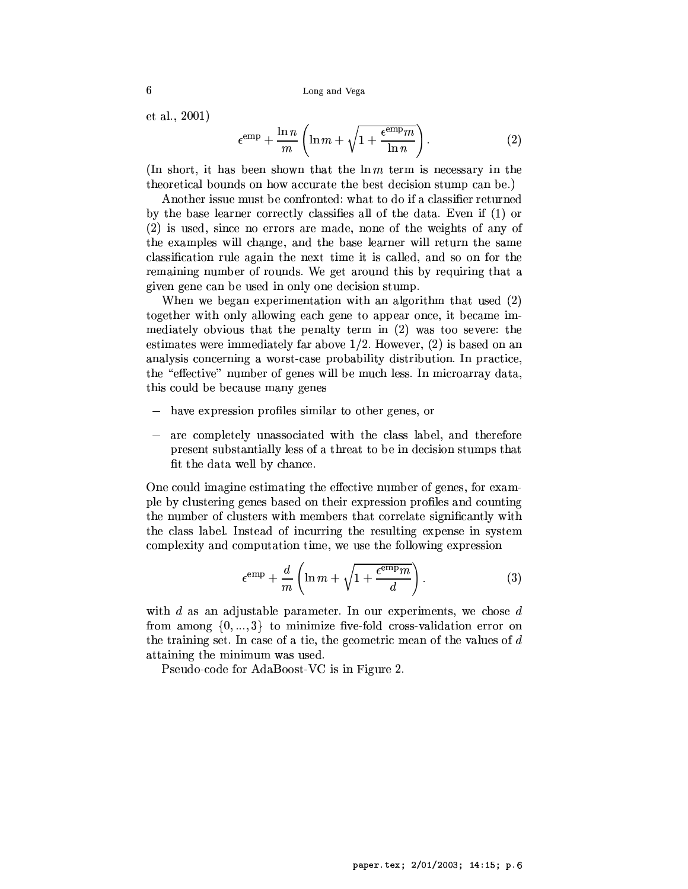et al., 2001)

$$\epsilon^{\text{emp}} + \frac{\ln n}{m} \left( \ln m + \sqrt{1 + \frac{\epsilon^{\text{emp}} m}{\ln n}} \right). \tag{2}$$

(In short, it has been shown that the $\ln m$ term is necessary in the theoretical bounds on how accurate the best decision stump can be.)

Another issue must be confronted: what to do if a classifier returned by the base learner correctly classifies all of the data. Even if (1) or (2) is used, since no errors are made, none of the weights of any of the examples will change, and the base learner will return the same classification rule again the next time it is called, and so on for the remaining number of rounds. We get around this by requiring that a given gene can be used in only one decision stump.

When we began experimentation with an algorithm that used (2) together with only allowing each gene to appear once, it became immediately obvious that the penalty term in (2) was too severe: the estimates were immediately far above 1/2. However, (2) is based on an analysis concerning a worst-case probability distribution. In practice, the "effective" number of genes will be much less. In microarray data, this could be because many genes

- have expression profiles similar to other genes, or
- are completely unassociated with the class label, and therefore present substantially less of a threat to be in decision stumps that fit the data well by chance.

One could imagine estimating the effective number of genes, for example by clustering genes based on their expression profiles and counting the number of clusters with members that correlate significantly with the class label. Instead of incurring the resulting expense in system complexity and computation time, we use the following expression

$$\epsilon^{\text{emp}} + \frac{d}{m} \left( \ln m + \sqrt{1 + \frac{\epsilon^{\text{emp}} m}{d}} \right). \tag{3}$$

with $d$ as an adjustable parameter. In our experiments, we chose $d$ from among $\{0, ..., 3\}$ to minimize five-fold cross-validation error on the training set. In case of a tie, the geometric mean of the values of $d$ attaining the minimum was used.

Pseudo-code for AdaBoost-VC is in Figure 2.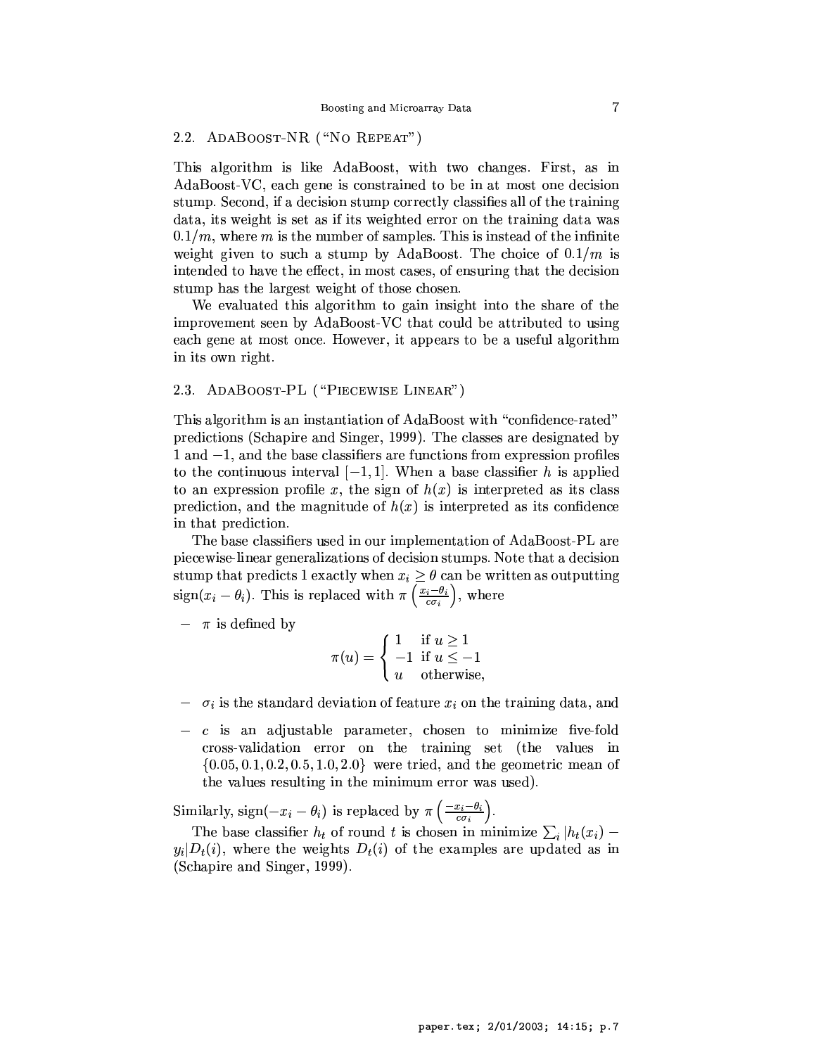## 2.2. AdaBoost-NR ("No Repeat")

This algorithm is like AdaBoost, with two changes. First, as in AdaBoost-VC, each gene is constrained to be in at most one decision stump. Second, if a decision stump correctly classifies all of the training data, its weight is set as if its weighted error on the training data was $0.1/m$, where $m$ is the number of samples. This is instead of the infinite weight given to such a stump by AdaBoost. The choice of $0.1/m$ is intended to have the effect, in most cases, of ensuring that the decision stump has the largest weight of those chosen.

We evaluated this algorithm to gain insight into the share of the improvement seen by AdaBoost-VC that could be attributed to using each gene at most once. However, it appears to be a useful algorithm in its own right.

## 2.3. AdaBoost-PL ("Piecewise Linear")

This algorithm is an instantiation of AdaBoost with "confidence-rated" predictions (Schapire and Singer, 1999). The classes are designated by 1 and $-1$, and the base classifiers are functions from expression profiles to the continuous interval $[-1, 1]$. When a base classifier $h$ is applied to an expression profile $x$, the sign of $h(x)$ is interpreted as its class prediction, and the magnitude of $h(x)$ is interpreted as its confidence in that prediction.

The base classifiers used in our implementation of AdaBoost-PL are piecewise-linear generalizations of decision stumps. Note that a decision stump that predicts 1 exactly when $x_i \geq \theta$ can be written as outputting $\text{sign}(x_i - \theta_i)$. This is replaced with $\pi\left(\frac{x_i - \theta_i}{c\sigma_i}\right)$, where

- $\pi$ is defined by

$$\pi(u) = \begin{cases} 1 & \text{if } u \geq 1 \\ -1 & \text{if } u \leq -1 \\ u & \text{otherwise,} \end{cases}$$

- $\sigma_i$ is the standard deviation of feature $x_i$ on the training data, and

- $c$ is an adjustable parameter, chosen to minimize five-fold cross-validation error on the training set (the values in $\{0.05, 0.1, 0.2, 0.5, 1.0, 2.0\}$ were tried, and the geometric mean of the values resulting in the minimum error was used).

Similarly, $\text{sign}(-x_i - \theta_i)$ is replaced by $\pi\left(\frac{-x_i - \theta_i}{c\sigma_i}\right)$.

The base classifier $h_t$ of round $t$ is chosen in minimize $\sum_i |h_t(x_i) - y_i| D_t(i)$, where the weights $D_t(i)$ of the examples are updated as in (Schapire and Singer, 1999).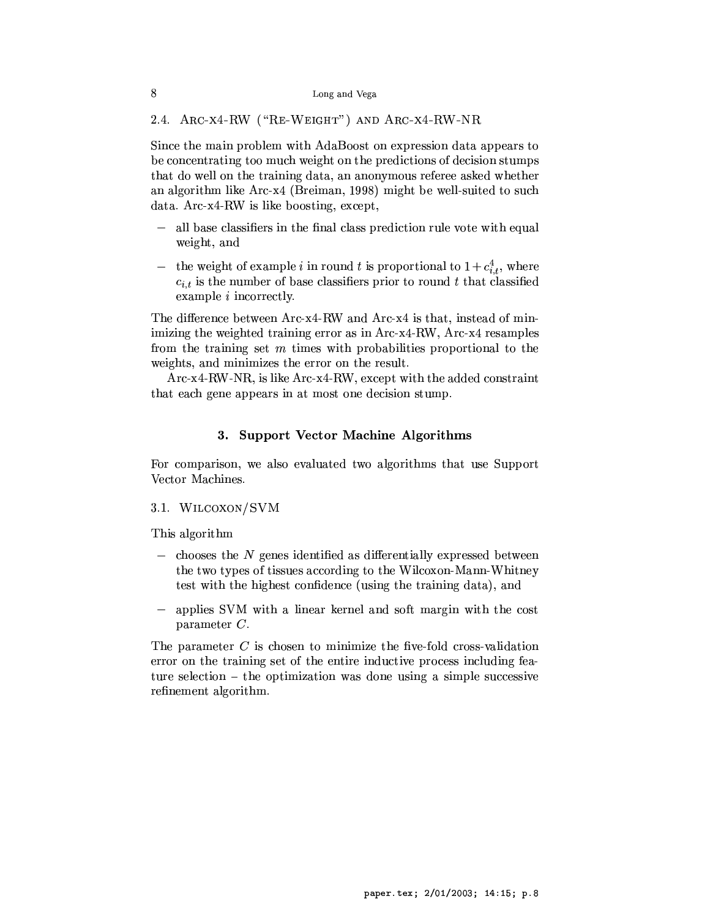### 2.4. Arc-x4-RW ("Re-Weight") and Arc-x4-RW-NR

Since the main problem with AdaBoost on expression data appears to be concentrating too much weight on the predictions of decision stumps that do well on the training data, an anonymous referee asked whether an algorithm like Arc-x4 (Breiman, 1998) might be well-suited to such data. Arc-x4-RW is like boosting, except,

- all base classifiers in the final class prediction rule vote with equal weight, and
- the weight of example $i$ in round $t$ is proportional to $1 + c_{i,t}^4$, where $c_{i,t}$ is the number of base classifiers prior to round $t$ that classified example $i$ incorrectly.

The difference between Arc-x4-RW and Arc-x4 is that, instead of minimizing the weighted training error as in Arc-x4-RW, Arc-x4 resamples from the training set $m$ times with probabilities proportional to the weights, and minimizes the error on the result.

Arc-x4-RW-NR, is like Arc-x4-RW, except with the added constraint that each gene appears in at most one decision stump.

## 3. Support Vector Machine Algorithms

For comparison, we also evaluated two algorithms that use Support Vector Machines.

### 3.1. Wilcoxon/SVM

This algorithm

- chooses the $N$ genes identified as differentially expressed between the two types of tissues according to the Wilcoxon-Mann-Whitney test with the highest confidence (using the training data), and
- applies SVM with a linear kernel and soft margin with the cost parameter $C$.

The parameter $C$ is chosen to minimize the five-fold cross-validation error on the training set of the entire inductive process including feature selection – the optimization was done using a simple successive refinement algorithm.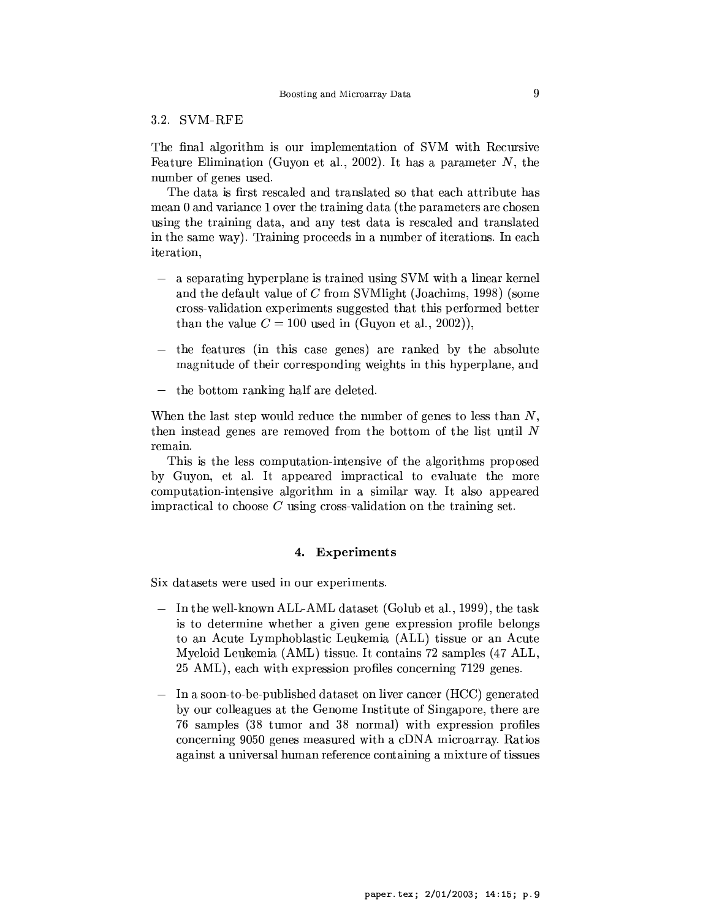### 3.2. SVM-RFE

The final algorithm is our implementation of SVM with Recursive Feature Elimination (Guyon et al., 2002). It has a parameter $N$, the number of genes used.

The data is first rescaled and translated so that each attribute has mean 0 and variance 1 over the training data (the parameters are chosen using the training data, and any test data is rescaled and translated in the same way). Training proceeds in a number of iterations. In each iteration,

- a separating hyperplane is trained using SVM with a linear kernel and the default value of $C$ from SVMlight (Joachims, 1998) (some cross-validation experiments suggested that this performed better than the value $C = 100$ used in (Guyon et al., 2002)),
- the features (in this case genes) are ranked by the absolute magnitude of their corresponding weights in this hyperplane, and
- the bottom ranking half are deleted.

When the last step would reduce the number of genes to less than $N$, then instead genes are removed from the bottom of the list until $N$ remain.

This is the less computation-intensive of the algorithms proposed by Guyon, et al. It appeared impractical to evaluate the more computation-intensive algorithm in a similar way. It also appeared impractical to choose $C$ using cross-validation on the training set.

## 4. Experiments

Six datasets were used in our experiments.

- In the well-known ALL-AML dataset (Golub et al., 1999), the task is to determine whether a given gene expression profile belongs to an Acute Lymphoblastic Leukemia (ALL) tissue or an Acute Myeloid Leukemia (AML) tissue. It contains 72 samples (47 ALL, 25 AML), each with expression profiles concerning 7129 genes.
- In a soon-to-be-published dataset on liver cancer (HCC) generated by our colleagues at the Genome Institute of Singapore, there are 76 samples (38 tumor and 38 normal) with expression profiles concerning 9050 genes measured with a cDNA microarray. Ratios against a universal human reference containing a mixture of tissues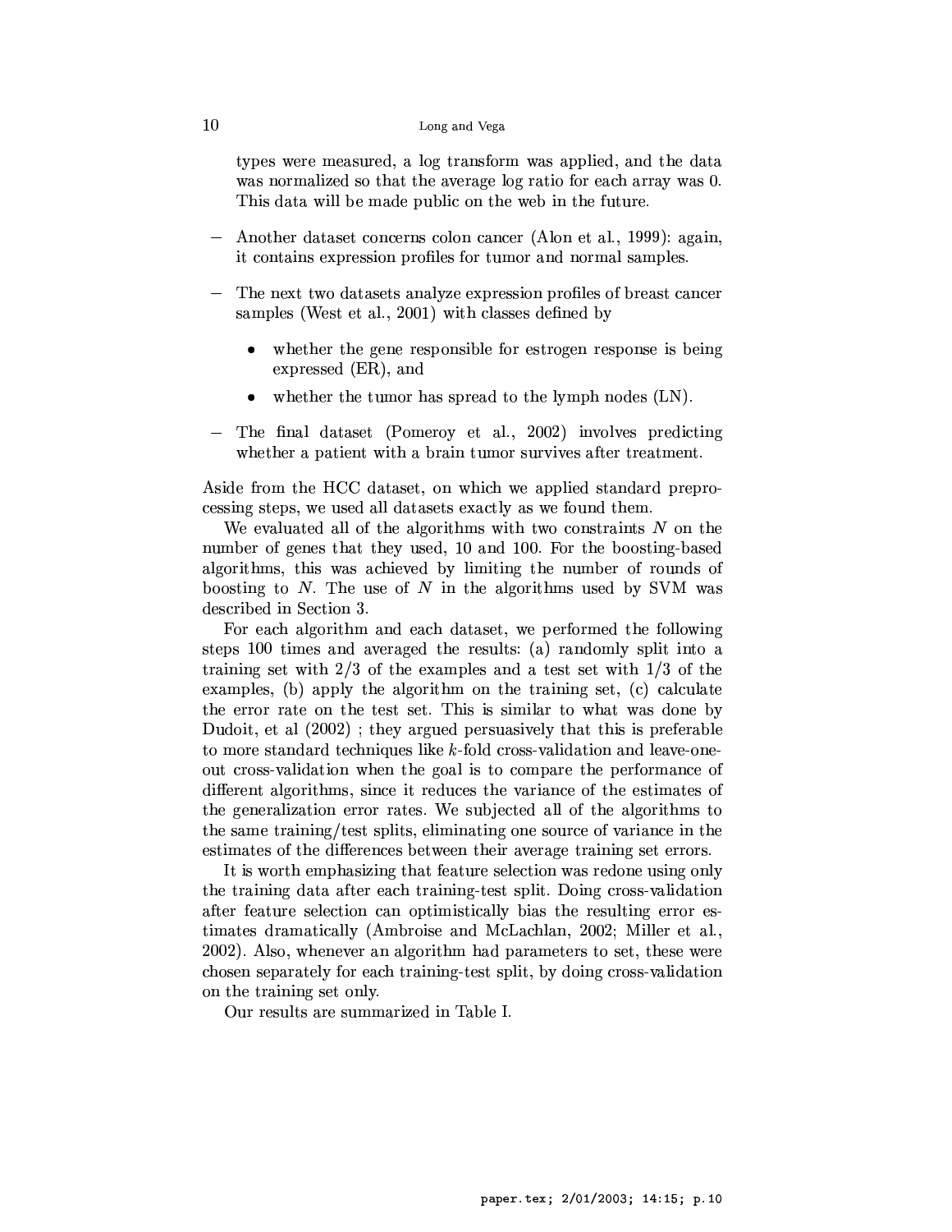types were measured, a log transform was applied, and the data was normalized so that the average log ratio for each array was 0. This data will be made public on the web in the future.

- Another dataset concerns colon cancer (Alon et al., 1999): again, it contains expression profiles for tumor and normal samples.

- The next two datasets analyze expression profiles of breast cancer samples (West et al., 2001) with classes defined by

  - whether the gene responsible for estrogen response is being expressed (ER), and

  - whether the tumor has spread to the lymph nodes (LN).

- The final dataset (Pomeroy et al., 2002) involves predicting whether a patient with a brain tumor survives after treatment.

Aside from the HCC dataset, on which we applied standard preprocessing steps, we used all datasets exactly as we found them.

We evaluated all of the algorithms with two constraints $N$ on the number of genes that they used, 10 and 100. For the boosting-based algorithms, this was achieved by limiting the number of rounds of boosting to $N$. The use of $N$ in the algorithms used by SVM was described in Section 3.

For each algorithm and each dataset, we performed the following steps 100 times and averaged the results: (a) randomly split into a training set with 2/3 of the examples and a test set with 1/3 of the examples, (b) apply the algorithm on the training set, (c) calculate the error rate on the test set. This is similar to what was done by Dudoit, et al (2002) ; they argued persuasively that this is preferable to more standard techniques like $k$-fold cross-validation and leave-one-out cross-validation when the goal is to compare the performance of different algorithms, since it reduces the variance of the estimates of the generalization error rates. We subjected all of the algorithms to the same training/test splits, eliminating one source of variance in the estimates of the differences between their average training set errors.

It is worth emphasizing that feature selection was redone using only the training data after each training-test split. Doing cross-validation after feature selection can optimistically bias the resulting error estimates dramatically (Ambroise and McLachlan, 2002; Miller et al., 2002). Also, whenever an algorithm had parameters to set, these were chosen separately for each training-test split, by doing cross-validation on the training set only.

Our results are summarized in Table I.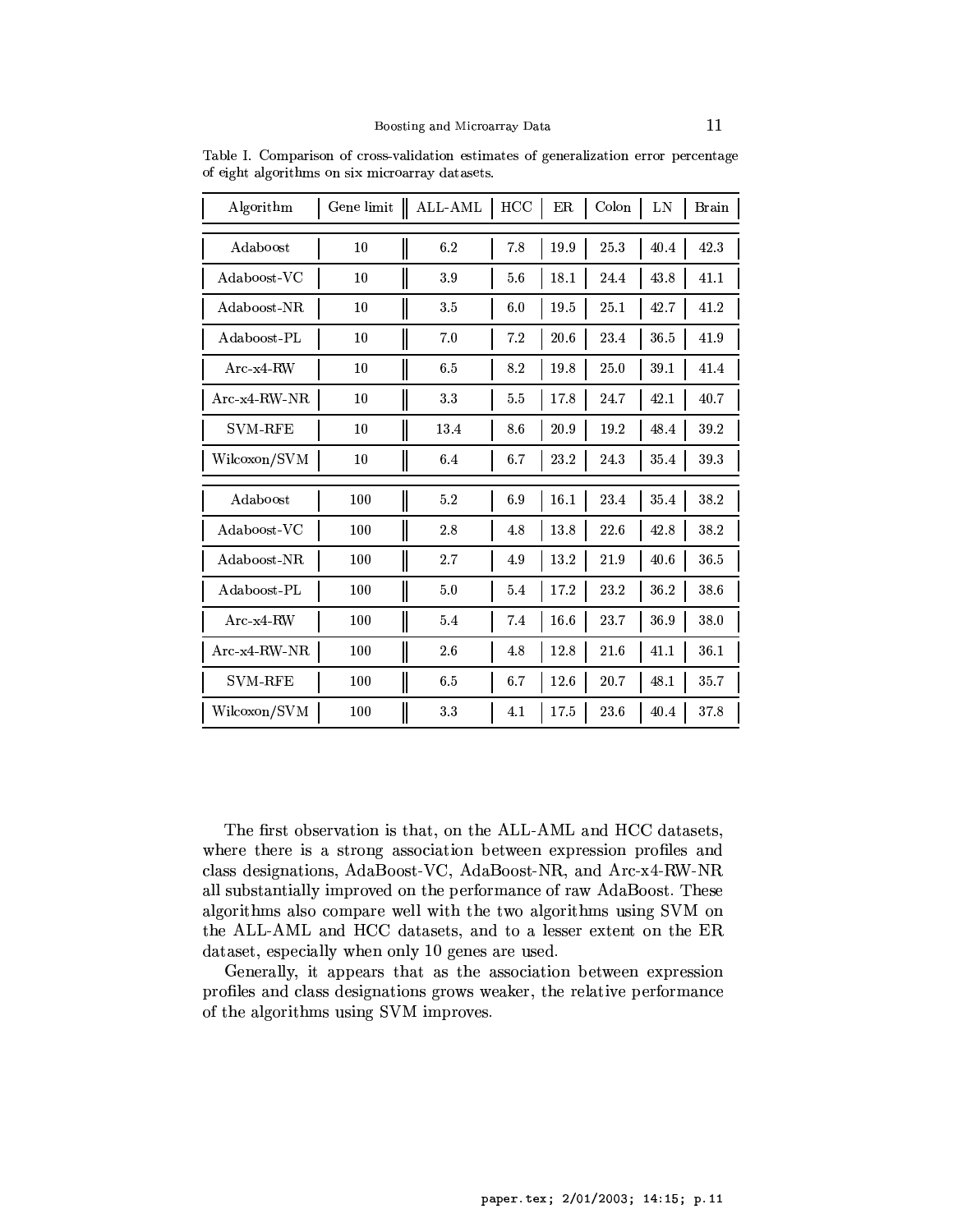Table I. Comparison of cross-validation estimates of generalization error percentage of eight algorithms on six microarray datasets.

| Algorithm | Gene limit | ALL-AML | HCC | ER | Colon | LN | Brain |
|---|---|---|---|---|---|---|---|
| Adaboost | 10 | 6.2 | 7.8 | 19.9 | 25.3 | 40.4 | 42.3 |
| Adaboost-VC | 10 | 3.9 | 5.6 | 18.1 | 24.4 | 43.8 | 41.1 |
| Adaboost-NR | 10 | 3.5 | 6.0 | 19.5 | 25.1 | 42.7 | 41.2 |
| Adaboost-PL | 10 | 7.0 | 7.2 | 20.6 | 23.4 | 36.5 | 41.9 |
| Arc-x4-RW | 10 | 6.5 | 8.2 | 19.8 | 25.0 | 39.1 | 41.4 |
| Arc-x4-RW-NR | 10 | 3.3 | 5.5 | 17.8 | 24.7 | 42.1 | 40.7 |
| SVM-RFE | 10 | 13.4 | 8.6 | 20.9 | 19.2 | 48.4 | 39.2 |
| Wilcoxon/SVM | 10 | 6.4 | 6.7 | 23.2 | 24.3 | 35.4 | 39.3 |
| Adaboost | 100 | 5.2 | 6.9 | 16.1 | 23.4 | 35.4 | 38.2 |
| Adaboost-VC | 100 | 2.8 | 4.8 | 13.8 | 22.6 | 42.8 | 38.2 |
| Adaboost-NR | 100 | 2.7 | 4.9 | 13.2 | 21.9 | 40.6 | 36.5 |
| Adaboost-PL | 100 | 5.0 | 5.4 | 17.2 | 23.2 | 36.2 | 38.6 |
| Arc-x4-RW | 100 | 5.4 | 7.4 | 16.6 | 23.7 | 36.9 | 38.0 |
| Arc-x4-RW-NR | 100 | 2.6 | 4.8 | 12.8 | 21.6 | 41.1 | 36.1 |
| SVM-RFE | 100 | 6.5 | 6.7 | 12.6 | 20.7 | 48.1 | 35.7 |
| Wilcoxon/SVM | 100 | 3.3 | 4.1 | 17.5 | 23.6 | 40.4 | 37.8 |

The first observation is that, on the ALL-AML and HCC datasets, where there is a strong association between expression profiles and class designations, AdaBoost-VC, AdaBoost-NR, and Arc-x4-RW-NR all substantially improved on the performance of raw AdaBoost. These algorithms also compare well with the two algorithms using SVM on the ALL-AML and HCC datasets, and to a lesser extent on the ER dataset, especially when only 10 genes are used.

Generally, it appears that as the association between expression profiles and class designations grows weaker, the relative performance of the algorithms using SVM improves.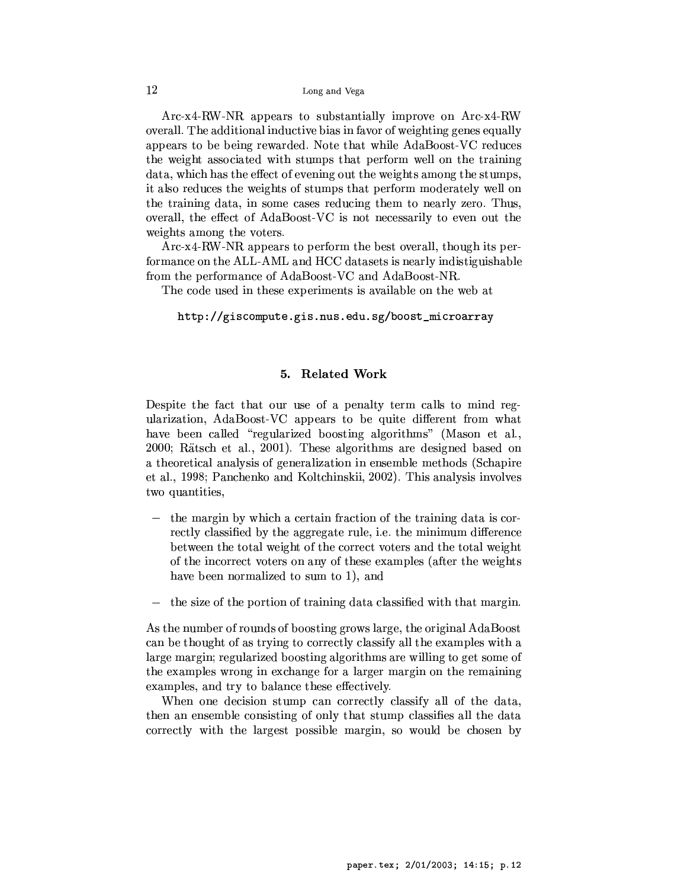Arc-x4-RW-NR appears to substantially improve on Arc-x4-RW overall. The additional inductive bias in favor of weighting genes equally appears to be being rewarded. Note that while AdaBoost-VC reduces the weight associated with stumps that perform well on the training data, which has the effect of evening out the weights among the stumps, it also reduces the weights of stumps that perform moderately well on the training data, in some cases reducing them to nearly zero. Thus, overall, the effect of AdaBoost-VC is not necessarily to even out the weights among the voters.

Arc-x4-RW-NR appears to perform the best overall, though its performance on the ALL-AML and HCC datasets is nearly indistiguishable from the performance of AdaBoost-VC and AdaBoost-NR.

The code used in these experiments is available on the web at

```
http://giscompute.gis.nus.edu.sg/boost_microarray
```

## 5. Related Work

Despite the fact that our use of a penalty term calls to mind regularization, AdaBoost-VC appears to be quite different from what have been called "regularized boosting algorithms" (Mason et al., 2000; Rätsch et al., 2001). These algorithms are designed based on a theoretical analysis of generalization in ensemble methods (Schapire et al., 1998; Panchenko and Koltchinskii, 2002). This analysis involves two quantities,

- the margin by which a certain fraction of the training data is correctly classified by the aggregate rule, i.e. the minimum difference between the total weight of the correct voters and the total weight of the incorrect voters on any of these examples (after the weights have been normalized to sum to 1), and

- the size of the portion of training data classified with that margin.

As the number of rounds of boosting grows large, the original AdaBoost can be thought of as trying to correctly classify all the examples with a large margin; regularized boosting algorithms are willing to get some of the examples wrong in exchange for a larger margin on the remaining examples, and try to balance these effectively.

When one decision stump can correctly classify all of the data, then an ensemble consisting of only that stump classifies all the data correctly with the largest possible margin, so would be chosen by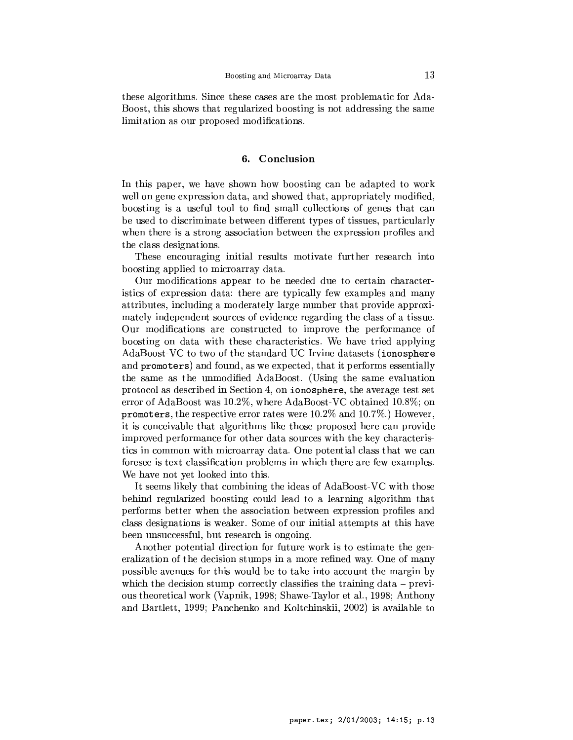these algorithms. Since these cases are the most problematic for AdaBoost, this shows that regularized boosting is not addressing the same limitation as our proposed modifications.

## 6. Conclusion

In this paper, we have shown how boosting can be adapted to work well on gene expression data, and showed that, appropriately modified, boosting is a useful tool to find small collections of genes that can be used to discriminate between different types of tissues, particularly when there is a strong association between the expression profiles and the class designations.

These encouraging initial results motivate further research into boosting applied to microarray data.

Our modifications appear to be needed due to certain characteristics of expression data: there are typically few examples and many attributes, including a moderately large number that provide approximately independent sources of evidence regarding the class of a tissue. Our modifications are constructed to improve the performance of boosting on data with these characteristics. We have tried applying AdaBoost-VC to two of the standard UC Irvine datasets (`ionosphere` and `promoters`) and found, as we expected, that it performs essentially the same as the unmodified AdaBoost. (Using the same evaluation protocol as described in Section 4, on `ionosphere`, the average test set error of AdaBoost was 10.2%, where AdaBoost-VC obtained 10.8%; on `promoters`, the respective error rates were 10.2% and 10.7%.) However, it is conceivable that algorithms like those proposed here can provide improved performance for other data sources with the key characteristics in common with microarray data. One potential class that we can foresee is text classification problems in which there are few examples. We have not yet looked into this.

It seems likely that combining the ideas of AdaBoost-VC with those behind regularized boosting could lead to a learning algorithm that performs better when the association between expression profiles and class designations is weaker. Some of our initial attempts at this have been unsuccessful, but research is ongoing.

Another potential direction for future work is to estimate the generalization of the decision stumps in a more refined way. One of many possible avenues for this would be to take into account the margin by which the decision stump correctly classifies the training data – previous theoretical work (Vapnik, 1998; Shawe-Taylor et al., 1998; Anthony and Bartlett, 1999; Panchenko and Koltchinskii, 2002) is available to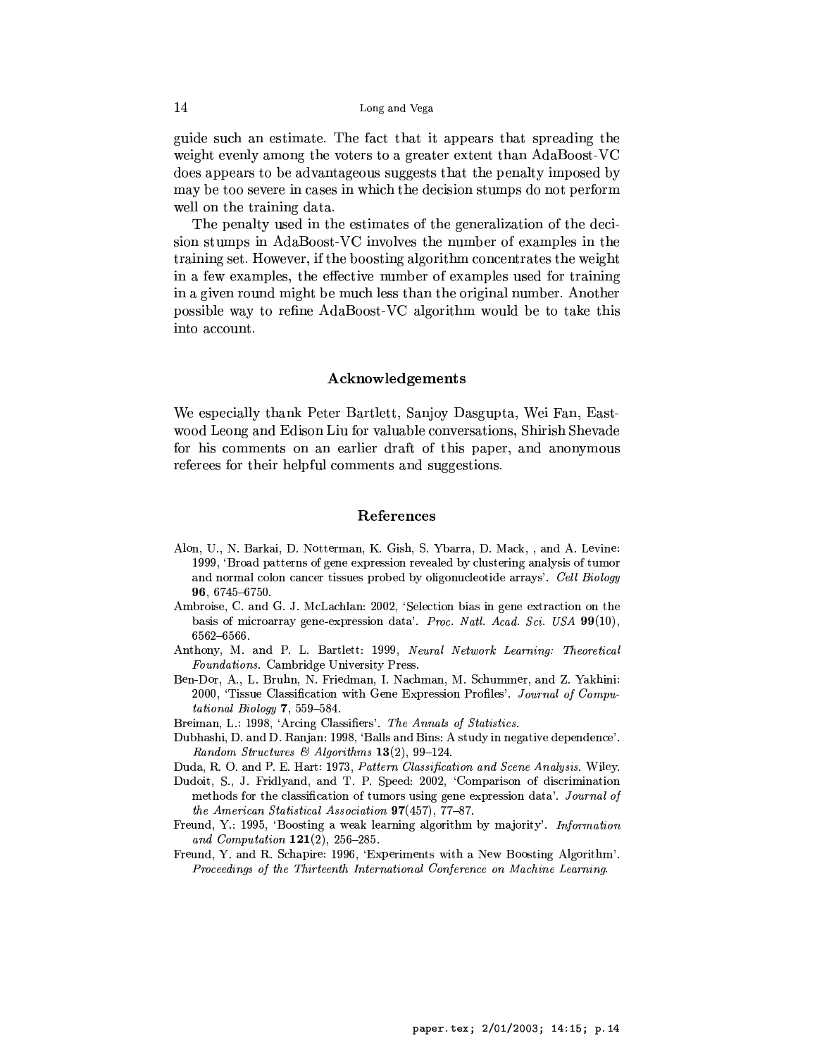guide such an estimate. The fact that it appears that spreading the weight evenly among the voters to a greater extent than AdaBoost-VC does appears to be advantageous suggests that the penalty imposed by may be too severe in cases in which the decision stumps do not perform well on the training data.

The penalty used in the estimates of the generalization of the decision stumps in AdaBoost-VC involves the number of examples in the training set. However, if the boosting algorithm concentrates the weight in a few examples, the effective number of examples used for training in a given round might be much less than the original number. Another possible way to refine AdaBoost-VC algorithm would be to take this into account.

## Acknowledgements

We especially thank Peter Bartlett, Sanjoy Dasgupta, Wei Fan, Eastwood Leong and Edison Liu for valuable conversations, Shirish Shevade for his comments on an earlier draft of this paper, and anonymous referees for their helpful comments and suggestions.

## References

Alon, U., N. Barkai, D. Notterman, K. Gish, S. Ybarra, D. Mack, , and A. Levine: 1999, 'Broad patterns of gene expression revealed by clustering analysis of tumor and normal colon cancer tissues probed by oligonucleotide arrays'. *Cell Biology* **96**, 6745–6750.

Ambroise, C. and G. J. McLachlan: 2002, 'Selection bias in gene extraction on the basis of microarray gene-expression data'. *Proc. Natl. Acad. Sci. USA* **99**(10), 6562–6566.

Anthony, M. and P. L. Bartlett: 1999, *Neural Network Learning: Theoretical Foundations*. Cambridge University Press.

Ben-Dor, A., L. Bruhn, N. Friedman, I. Nachman, M. Schummer, and Z. Yakhini: 2000, 'Tissue Classification with Gene Expression Profiles'. *Journal of Computational Biology* **7**, 559–584.

Breiman, L.: 1998, 'Arcing Classifiers'. *The Annals of Statistics*.

Dubhashi, D. and D. Ranjan: 1998, 'Balls and Bins: A study in negative dependence'. *Random Structures & Algorithms* **13**(2), 99–124.

Duda, R. O. and P. E. Hart: 1973, *Pattern Classification and Scene Analysis*. Wiley.

Dudoit, S., J. Fridlyand, and T. P. Speed: 2002, 'Comparison of discrimination methods for the classification of tumors using gene expression data'. *Journal of the American Statistical Association* **97**(457), 77–87.

Freund, Y.: 1995, 'Boosting a weak learning algorithm by majority'. *Information and Computation* **121**(2), 256–285.

Freund, Y. and R. Schapire: 1996, 'Experiments with a New Boosting Algorithm'. *Proceedings of the Thirteenth International Conference on Machine Learning*.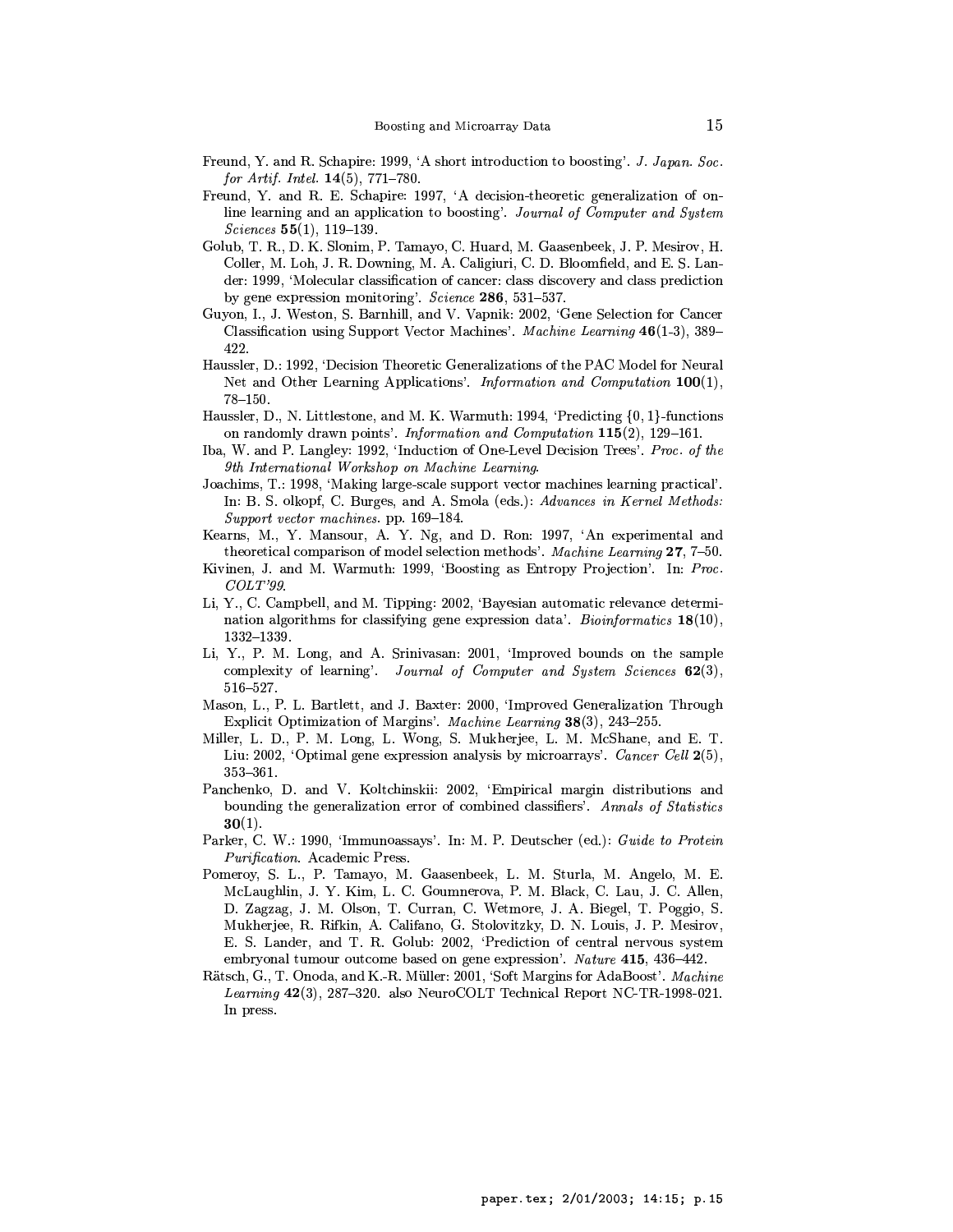Freund, Y. and R. Schapire: 1999, 'A short introduction to boosting'. *J. Japan. Soc. for Artif. Intel.* **14**(5), 771–780.

Freund, Y. and R. E. Schapire: 1997, 'A decision-theoretic generalization of on-line learning and an application to boosting'. *Journal of Computer and System Sciences* **55**(1), 119–139.

Golub, T. R., D. K. Slonim, P. Tamayo, C. Huard, M. Gaasenbeek, J. P. Mesirov, H. Coller, M. Loh, J. R. Downing, M. A. Caligiuri, C. D. Bloomfield, and E. S. Lander: 1999, 'Molecular classification of cancer: class discovery and class prediction by gene expression monitoring'. *Science* **286**, 531–537.

Guyon, I., J. Weston, S. Barnhill, and V. Vapnik: 2002, 'Gene Selection for Cancer Classification using Support Vector Machines'. *Machine Learning* **46**(1-3), 389–422.

Haussler, D.: 1992, 'Decision Theoretic Generalizations of the PAC Model for Neural Net and Other Learning Applications'. *Information and Computation* **100**(1), 78–150.

Haussler, D., N. Littlestone, and M. K. Warmuth: 1994, 'Predicting $\{0,1\}$-functions on randomly drawn points'. *Information and Computation* **115**(2), 129–161.

Iba, W. and P. Langley: 1992, 'Induction of One-Level Decision Trees'. *Proc. of the 9th International Workshop on Machine Learning*.

Joachims, T.: 1998, 'Making large-scale support vector machines learning practical'. In: B. S. olkopf, C. Burges, and A. Smola (eds.): *Advances in Kernel Methods: Support vector machines*. pp. 169–184.

Kearns, M., Y. Mansour, A. Y. Ng, and D. Ron: 1997, 'An experimental and theoretical comparison of model selection methods'. *Machine Learning* **27**, 7–50.

Kivinen, J. and M. Warmuth: 1999, 'Boosting as Entropy Projection'. In: *Proc. COLT'99*.

Li, Y., C. Campbell, and M. Tipping: 2002, 'Bayesian automatic relevance determination algorithms for classifying gene expression data'. *Bioinformatics* **18**(10), 1332–1339.

Li, Y., P. M. Long, and A. Srinivasan: 2001, 'Improved bounds on the sample complexity of learning'. *Journal of Computer and System Sciences* **62**(3), 516–527.

Mason, L., P. L. Bartlett, and J. Baxter: 2000, 'Improved Generalization Through Explicit Optimization of Margins'. *Machine Learning* **38**(3), 243–255.

Miller, L. D., P. M. Long, L. Wong, S. Mukherjee, L. M. McShane, and E. T. Liu: 2002, 'Optimal gene expression analysis by microarrays'. *Cancer Cell* **2**(5), 353–361.

Panchenko, D. and V. Koltchinskii: 2002, 'Empirical margin distributions and bounding the generalization error of combined classifiers'. *Annals of Statistics* **30**(1).

Parker, C. W.: 1990, 'Immunoassays'. In: M. P. Deutscher (ed.): *Guide to Protein Purification*. Academic Press.

Pomeroy, S. L., P. Tamayo, M. Gaasenbeek, L. M. Sturla, M. Angelo, M. E. McLaughlin, J. Y. Kim, L. C. Goumnerova, P. M. Black, C. Lau, J. C. Allen, D. Zagzag, J. M. Olson, T. Curran, C. Wetmore, J. A. Biegel, T. Poggio, S. Mukherjee, R. Rifkin, A. Califano, G. Stolovitzky, D. N. Louis, J. P. Mesirov, E. S. Lander, and T. R. Golub: 2002, 'Prediction of central nervous system embryonal tumour outcome based on gene expression'. *Nature* **415**, 436–442.

Rätsch, G., T. Onoda, and K.-R. Müller: 2001, 'Soft Margins for AdaBoost'. *Machine Learning* **42**(3), 287–320. also NeuroCOLT Technical Report NC-TR-1998-021. In press.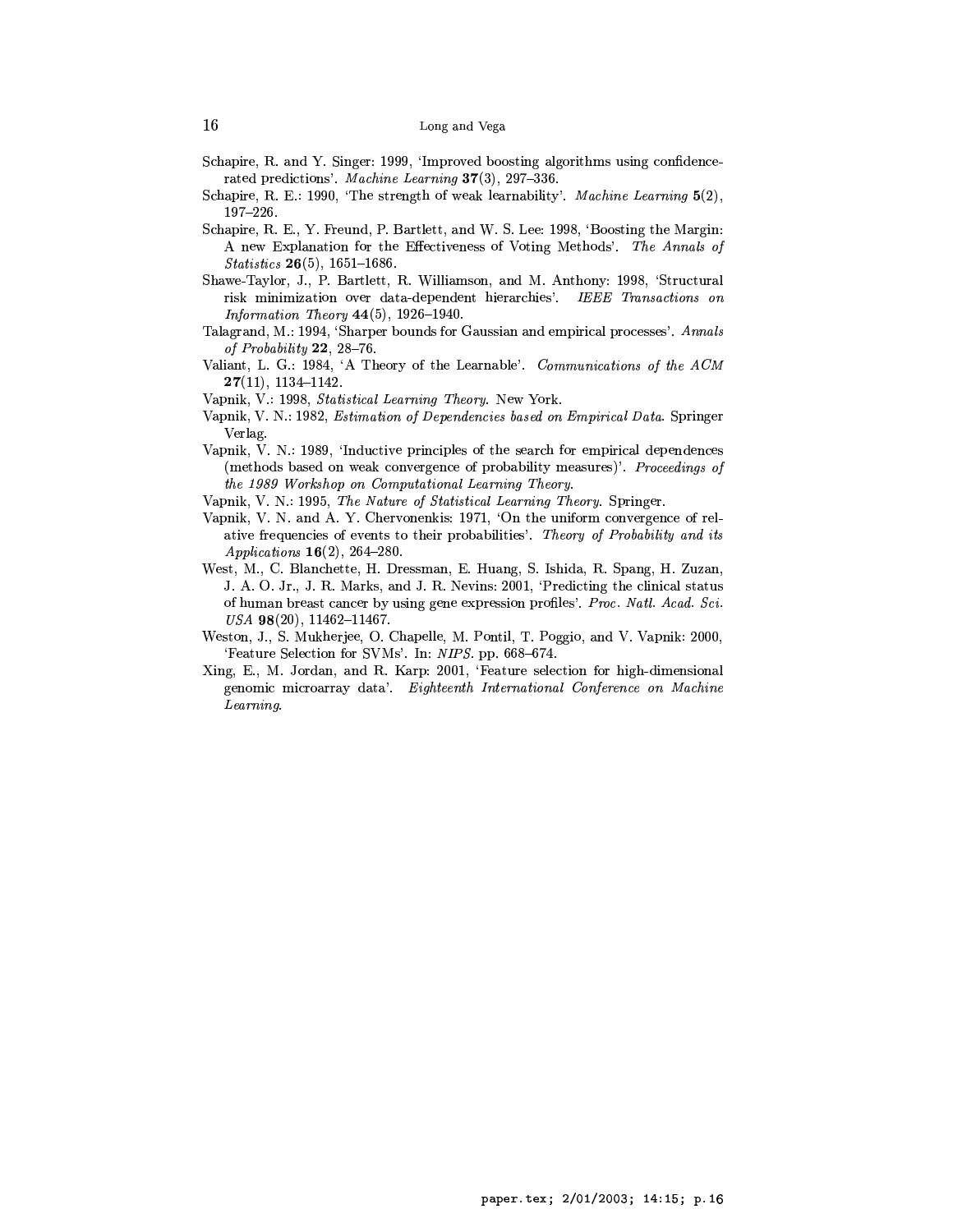Schapire, R. and Y. Singer: 1999, 'Improved boosting algorithms using confidence-rated predictions'. *Machine Learning* **37**(3), 297–336.

Schapire, R. E.: 1990, 'The strength of weak learnability'. *Machine Learning* **5**(2), 197–226.

Schapire, R. E., Y. Freund, P. Bartlett, and W. S. Lee: 1998, 'Boosting the Margin: A new Explanation for the Effectiveness of Voting Methods'. *The Annals of Statistics* **26**(5), 1651–1686.

Shawe-Taylor, J., P. Bartlett, R. Williamson, and M. Anthony: 1998, 'Structural risk minimization over data-dependent hierarchies'. *IEEE Transactions on Information Theory* **44**(5), 1926–1940.

Talagrand, M.: 1994, 'Sharper bounds for Gaussian and empirical processes'. *Annals of Probability* **22**, 28–76.

Valiant, L. G.: 1984, 'A Theory of the Learnable'. *Communications of the ACM* **27**(11), 1134–1142.

Vapnik, V.: 1998, *Statistical Learning Theory*. New York.

Vapnik, V. N.: 1982, *Estimation of Dependencies based on Empirical Data*. Springer Verlag.

Vapnik, V. N.: 1989, 'Inductive principles of the search for empirical dependences (methods based on weak convergence of probability measures)'. *Proceedings of the 1989 Workshop on Computational Learning Theory*.

Vapnik, V. N.: 1995, *The Nature of Statistical Learning Theory*. Springer.

Vapnik, V. N. and A. Y. Chervonenkis: 1971, 'On the uniform convergence of relative frequencies of events to their probabilities'. *Theory of Probability and its Applications* **16**(2), 264–280.

West, M., C. Blanchette, H. Dressman, E. Huang, S. Ishida, R. Spang, H. Zuzan, J. A. O. Jr., J. R. Marks, and J. R. Nevins: 2001, 'Predicting the clinical status of human breast cancer by using gene expression profiles'. *Proc. Natl. Acad. Sci. USA* **98**(20), 11462–11467.

Weston, J., S. Mukherjee, O. Chapelle, M. Pontil, T. Poggio, and V. Vapnik: 2000, 'Feature Selection for SVMs'. In: *NIPS*. pp. 668–674.

Xing, E., M. Jordan, and R. Karp: 2001, 'Feature selection for high-dimensional genomic microarray data'. *Eighteenth International Conference on Machine Learning*.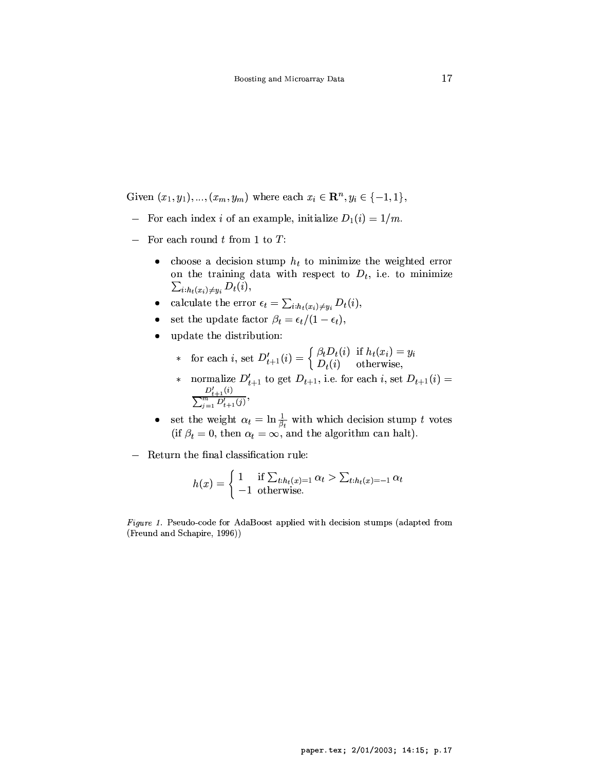Given $(x_1, y_1), ..., (x_m, y_m)$ where each $x_i \in \mathbf{R}^n, y_i \in \{-1, 1\}$,

- For each index $i$ of an example, initialize $D_1(i) = 1/m$.
- For each round $t$ from 1 to $T$:
  - choose a decision stump $h_t$ to minimize the weighted error on the training data with respect to $D_t$, i.e. to minimize $\sum_{i:h_t(x_i) \neq y_i} D_t(i)$,
  - calculate the error $\epsilon_t = \sum_{i:h_t(x_i) \neq y_i} D_t(i)$,
  - set the update factor $\beta_t = \epsilon_t / (1 - \epsilon_t)$,
  - update the distribution:
    - for each $i$, set $D'_{t+1}(i) = \begin{cases} \beta_t D_t(i) & \text{if } h_t(x_i) = y_i \\ D_t(i) & \text{otherwise,} \end{cases}$
    - normalize $D'_{t+1}$ to get $D_{t+1}$, i.e. for each $i$, set $D_{t+1}(i) = \frac{D'_{t+1}(i)}{\sum_{j=1}^{m} D'_{t+1}(j)}$,
  - set the weight $\alpha_t = \ln \frac{1}{\beta_t}$ with which decision stump $t$ votes (if $\beta_t = 0$, then $\alpha_t = \infty$, and the algorithm can halt).
- Return the final classification rule:

$$h(x) = \begin{cases} 1 & \text{if } \sum_{t:h_t(x)=1} \alpha_t > \sum_{t:h_t(x)=-1} \alpha_t \\ -1 & \text{otherwise.} \end{cases}$$

*Figure 1.* Pseudo-code for AdaBoost applied with decision stumps (adapted from (Freund and Schapire, 1996))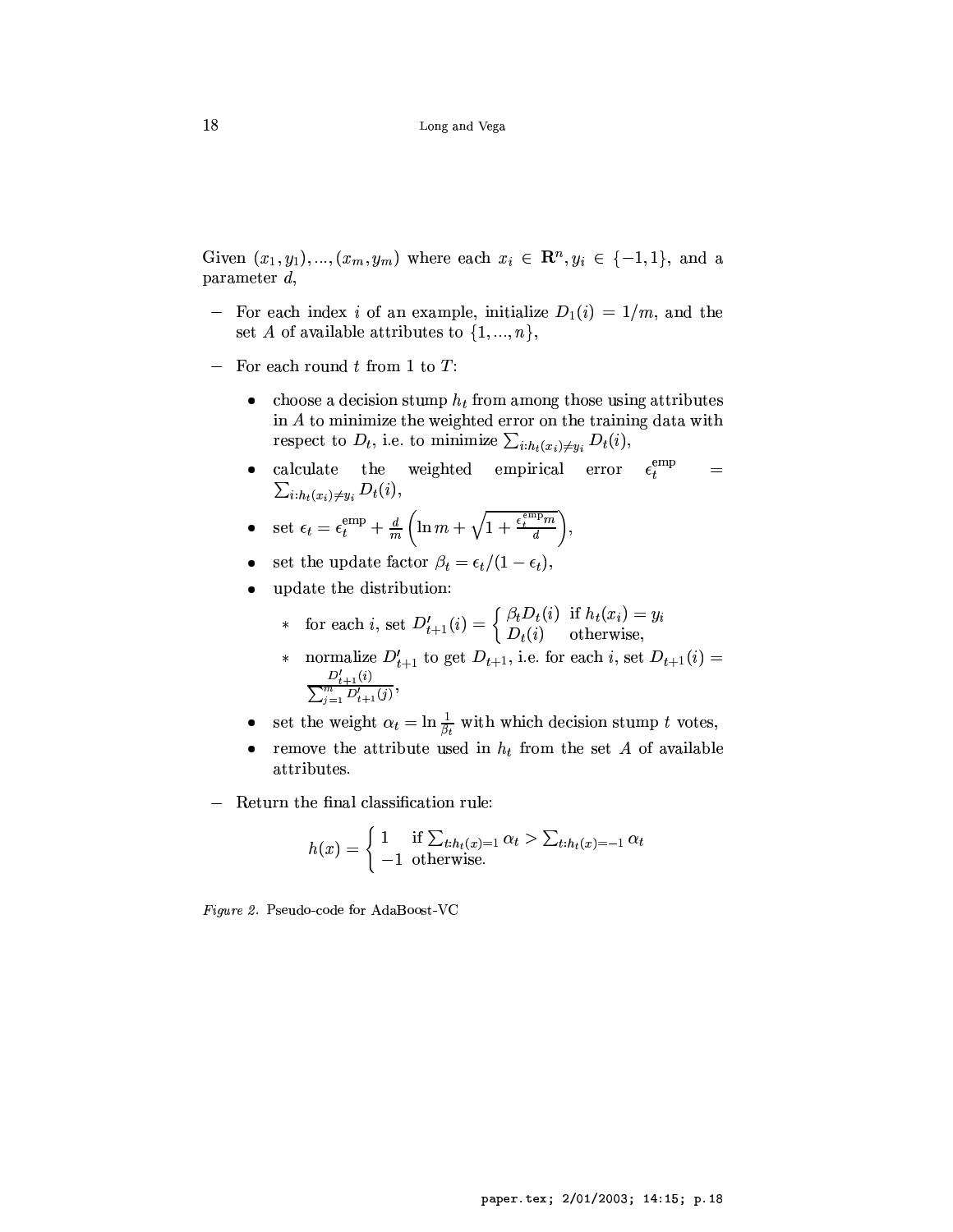Given $(x_1, y_1), ..., (x_m, y_m)$ where each $x_i \in \mathbf{R}^n, y_i \in \{-1, 1\}$, and a parameter $d$,

- For each index $i$ of an example, initialize $D_1(i) = 1/m$, and the set $A$ of available attributes to $\{1, ..., n\}$,
- For each round $t$ from 1 to $T$:
  - choose a decision stump $h_t$ from among those using attributes in $A$ to minimize the weighted error on the training data with respect to $D_t$, i.e. to minimize $\sum_{i:h_t(x_i) \neq y_i} D_t(i)$,
  - calculate the weighted empirical error $\epsilon_t^{\mathrm{emp}} = \sum_{i:h_t(x_i) \neq y_i} D_t(i)$,
  - set $\epsilon_t = \epsilon_t^{\mathrm{emp}} + \frac{d}{m}\left(\ln m + \sqrt{1 + \frac{\epsilon_t^{\mathrm{emp}} m}{d}}\right)$,
  - set the update factor $\beta_t = \epsilon_t/(1 - \epsilon_t)$,
  - update the distribution:
    * for each $i$, set $D'_{t+1}(i) = \begin{cases} \beta_t D_t(i) & \text{if } h_t(x_i) = y_i \\ D_t(i) & \text{otherwise,} \end{cases}$
    * normalize $D'_{t+1}$ to get $D_{t+1}$, i.e. for each $i$, set $D_{t+1}(i) = \frac{D'_{t+1}(i)}{\sum_{j=1}^{m} D'_{t+1}(j)}$,
  - set the weight $\alpha_t = \ln \frac{1}{\beta_t}$ with which decision stump $t$ votes,
  - remove the attribute used in $h_t$ from the set $A$ of available attributes.
- Return the final classification rule:

$$h(x) = \begin{cases} 1 & \text{if } \sum_{t:h_t(x)=1} \alpha_t > \sum_{t:h_t(x)=-1} \alpha_t \\ -1 & \text{otherwise.} \end{cases}$$

*Figure 2.* Pseudo-code for AdaBoost-VC